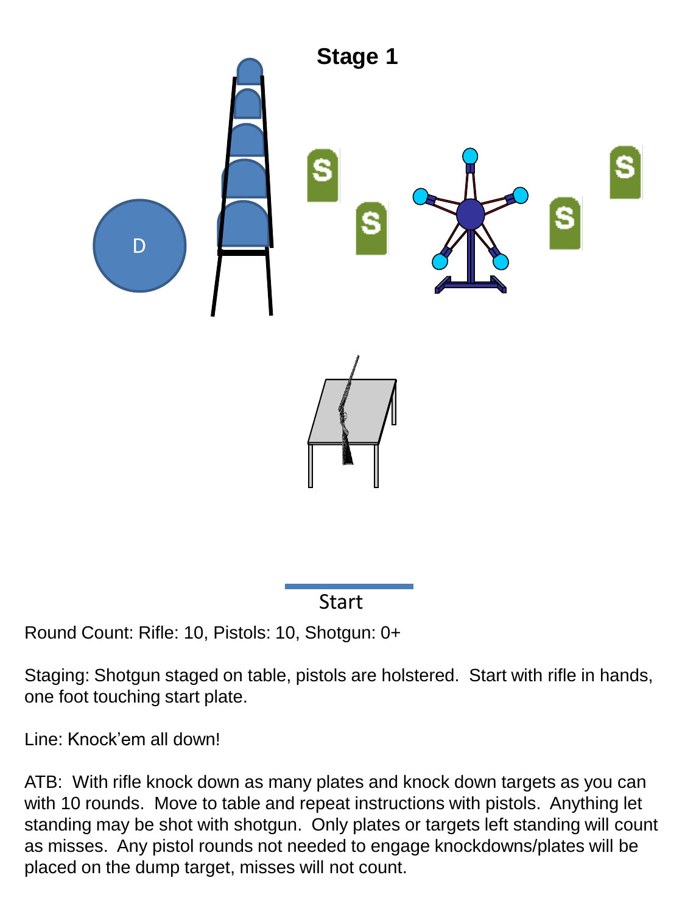# Stage 1

D

Start

Round Count: Rifle: 10, Pistols: 10, Shotgun: 0+

Staging: Shotgun staged on table, pistols are holstered. Start with rifle in hands, one foot touching start plate.

Line: Knock'em all down!

ATB: With rifle knock down as many plates and knock down targets as you can with 10 rounds. Move to table and repeat instructions with pistols. Anything let standing may be shot with shotgun. Only plates or targets left standing will count as misses. Any pistol rounds not needed to engage knockdowns/plates will be placed on the dump target, misses will not count.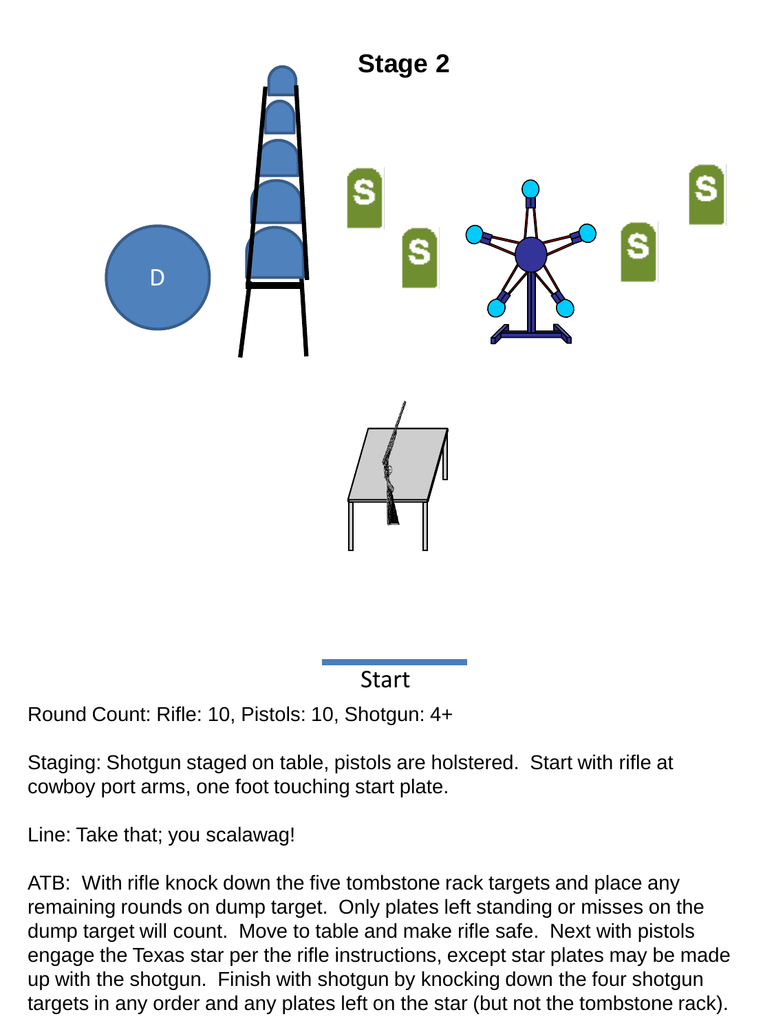# Stage 2

D

Start

Round Count: Rifle: 10, Pistols: 10, Shotgun: 4+

Staging: Shotgun staged on table, pistols are holstered. Start with rifle at cowboy port arms, one foot touching start plate.

Line: Take that; you scalawag!

ATB: With rifle knock down the five tombstone rack targets and place any remaining rounds on dump target. Only plates left standing or misses on the dump target will count. Move to table and make rifle safe. Next with pistols engage the Texas star per the rifle instructions, except star plates may be made up with the shotgun. Finish with shotgun by knocking down the four shotgun targets in any order and any plates left on the star (but not the tombstone rack).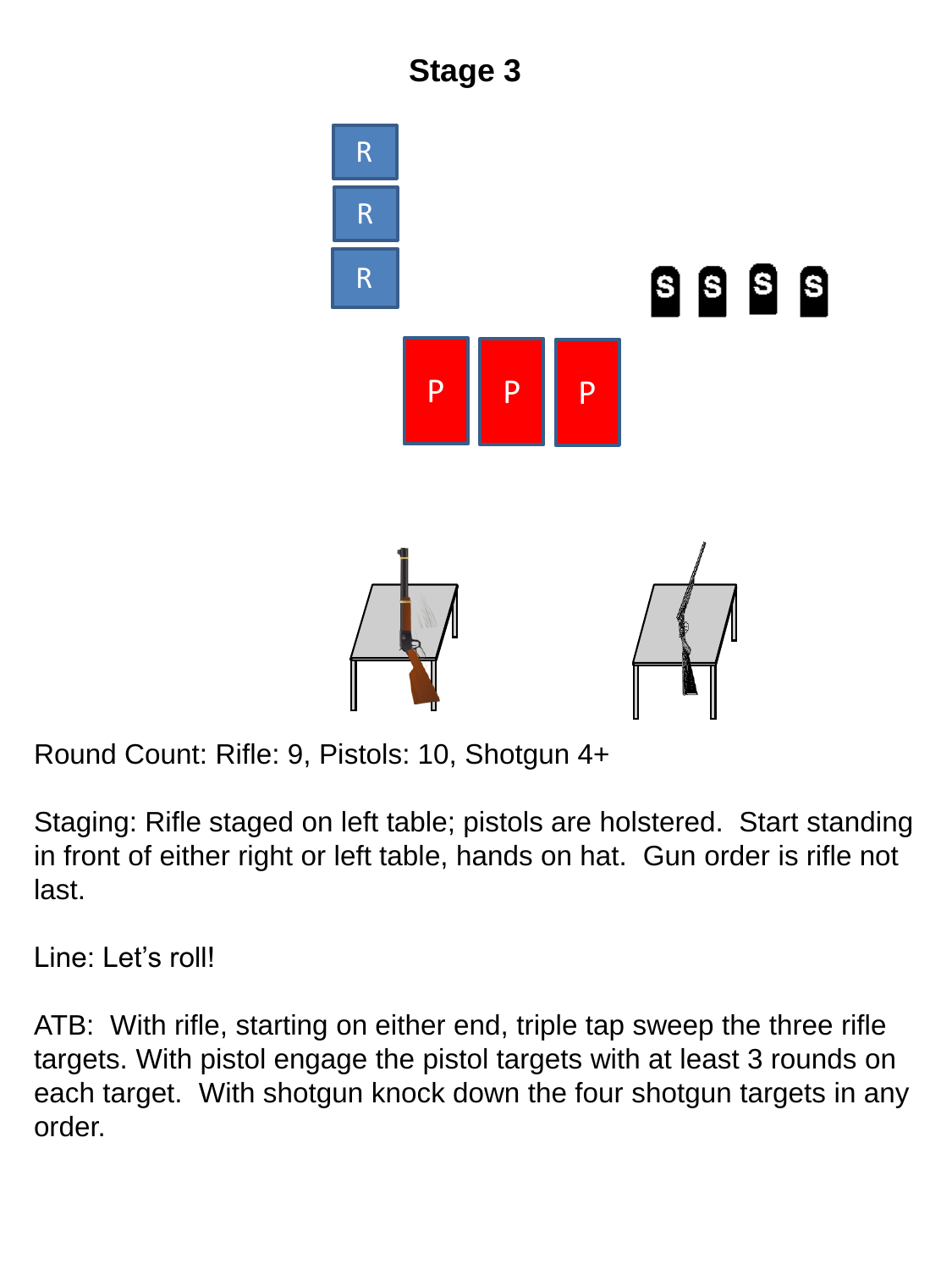# Stage 3

Round Count: Rifle: 9, Pistols: 10, Shotgun 4+

Staging: Rifle staged on left table; pistols are holstered. Start standing in front of either right or left table, hands on hat. Gun order is rifle not last.

Line: Let's roll!

ATB: With rifle, starting on either end, triple tap sweep the three rifle targets. With pistol engage the pistol targets with at least 3 rounds on each target. With shotgun knock down the four shotgun targets in any order.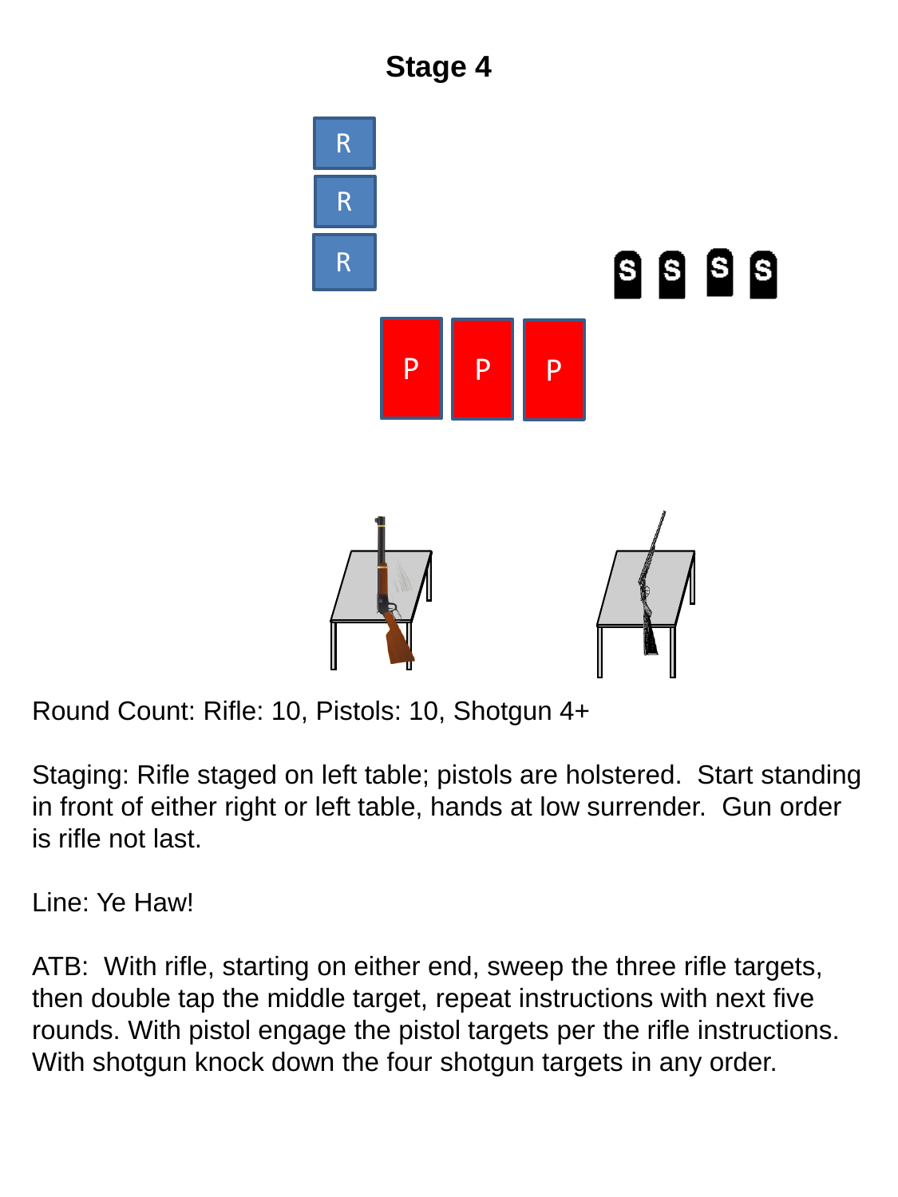# Stage 4

Round Count: Rifle: 10, Pistols: 10, Shotgun 4+

Staging: Rifle staged on left table; pistols are holstered. Start standing in front of either right or left table, hands at low surrender. Gun order is rifle not last.

Line: Ye Haw!

ATB: With rifle, starting on either end, sweep the three rifle targets, then double tap the middle target, repeat instructions with next five rounds. With pistol engage the pistol targets per the rifle instructions. With shotgun knock down the four shotgun targets in any order.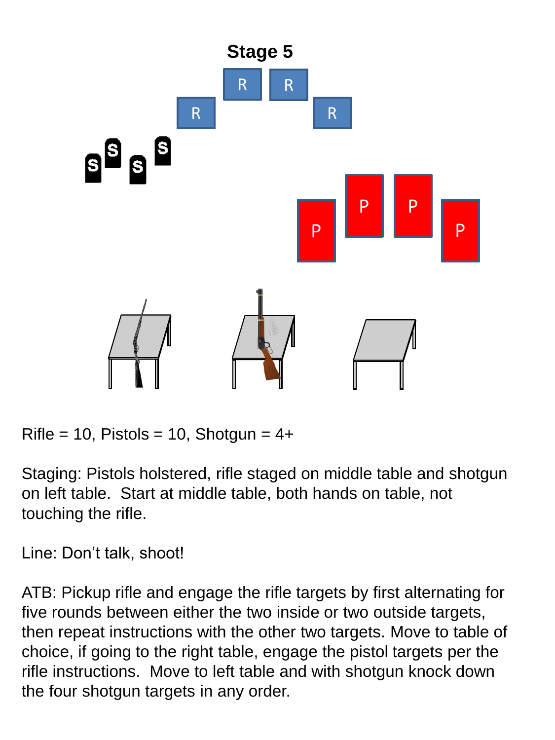# Stage 5

Rifle = 10, Pistols = 10, Shotgun = 4+

Staging: Pistols holstered, rifle staged on middle table and shotgun on left table. Start at middle table, both hands on table, not touching the rifle.

Line: Don't talk, shoot!

ATB: Pickup rifle and engage the rifle targets by first alternating for five rounds between either the two inside or two outside targets, then repeat instructions with the other two targets. Move to table of choice, if going to the right table, engage the pistol targets per the rifle instructions. Move to left table and with shotgun knock down the four shotgun targets in any order.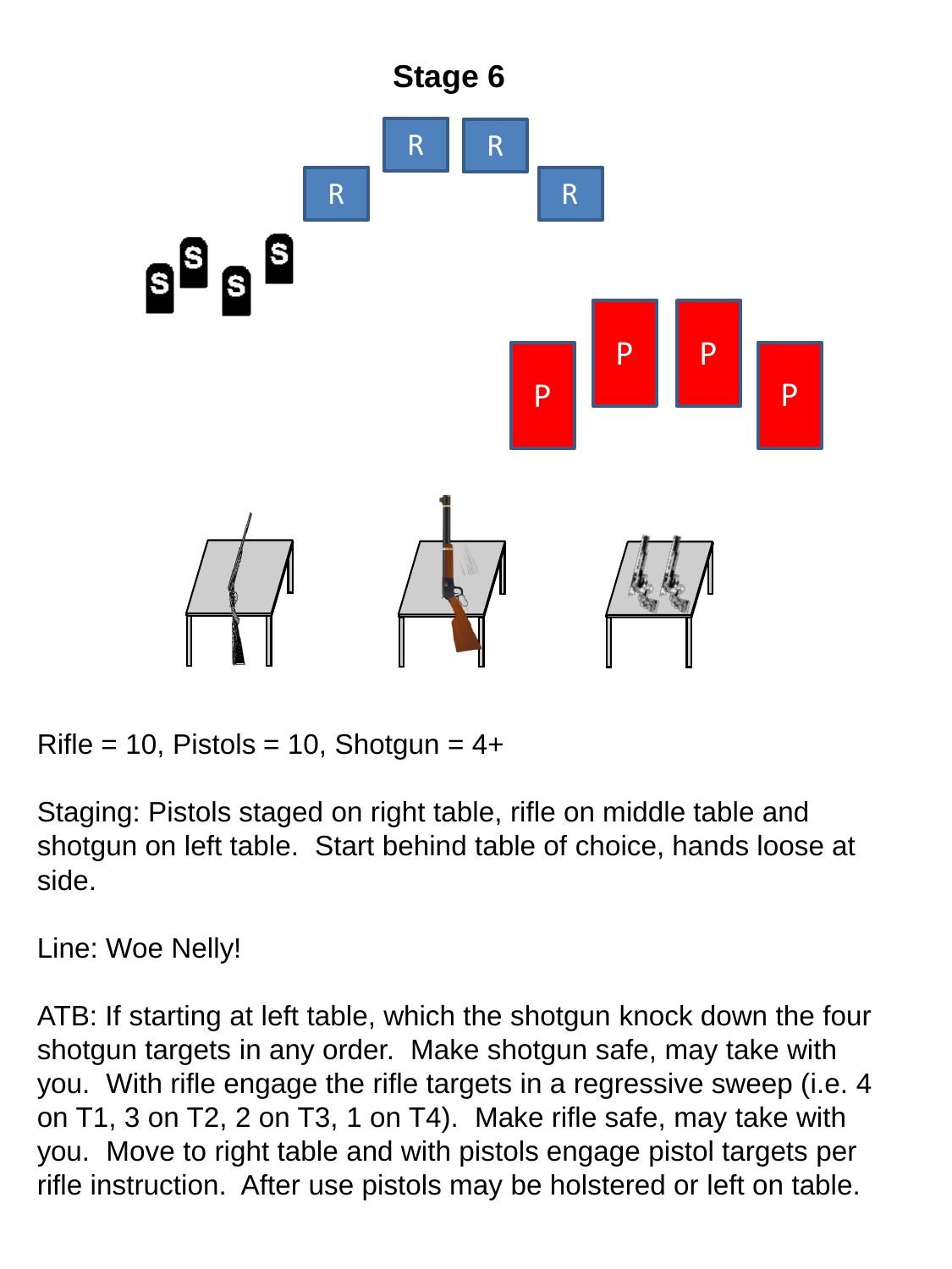# Stage 6

Rifle = 10, Pistols = 10, Shotgun = 4+

Staging: Pistols staged on right table, rifle on middle table and shotgun on left table. Start behind table of choice, hands loose at side.

Line: Woe Nelly!

ATB: If starting at left table, which the shotgun knock down the four shotgun targets in any order. Make shotgun safe, may take with you. With rifle engage the rifle targets in a regressive sweep (i.e. 4 on T1, 3 on T2, 2 on T3, 1 on T4). Make rifle safe, may take with you. Move to right table and with pistols engage pistol targets per rifle instruction. After use pistols may be holstered or left on table.